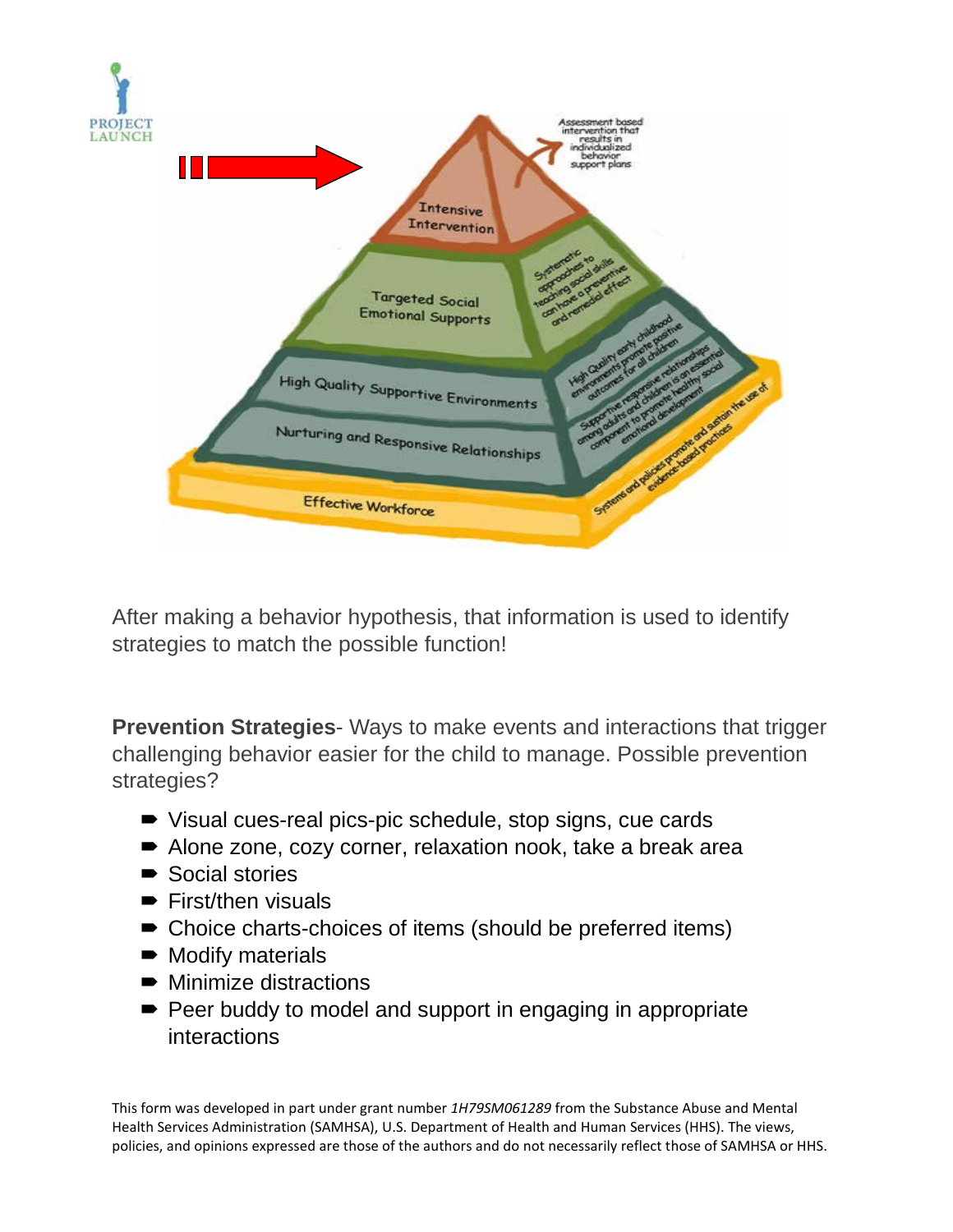After making a behavior hypothesis, that information is used to identify strategies to match the possible function!

**Prevention Strategies**- Ways to make events and interactions that trigger challenging behavior easier for the child to manage. Possible prevention strategies?

- Visual cues-real pics-pic schedule, stop signs, cue cards
- Alone zone, cozy corner, relaxation nook, take a break area
- Social stories
- First/then visuals
- Choice charts-choices of items (should be preferred items)
- Modify materials
- Minimize distractions
- Peer buddy to model and support in engaging in appropriate interactions

This form was developed in part under grant number *1H79SM061289* from the Substance Abuse and Mental Health Services Administration (SAMHSA), U.S. Department of Health and Human Services (HHS). The views, policies, and opinions expressed are those of the authors and do not necessarily reflect those of SAMHSA or HHS.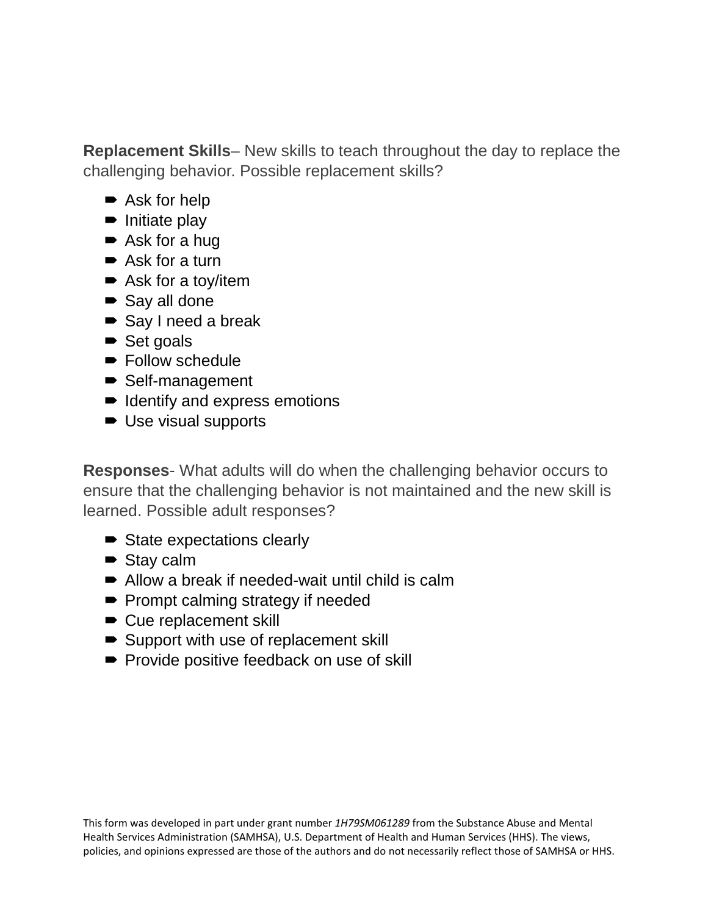**Replacement Skills**– New skills to teach throughout the day to replace the challenging behavior. Possible replacement skills?

- Ask for help
- Initiate play
- Ask for a hug
- Ask for a turn
- Ask for a toy/item
- Say all done
- Say I need a break
- Set goals
- Follow schedule
- Self-management
- Identify and express emotions
- Use visual supports

**Responses**- What adults will do when the challenging behavior occurs to ensure that the challenging behavior is not maintained and the new skill is learned. Possible adult responses?

- State expectations clearly
- Stay calm
- Allow a break if needed-wait until child is calm
- Prompt calming strategy if needed
- Cue replacement skill
- Support with use of replacement skill
- Provide positive feedback on use of skill

This form was developed in part under grant number *1H79SM061289* from the Substance Abuse and Mental Health Services Administration (SAMHSA), U.S. Department of Health and Human Services (HHS). The views, policies, and opinions expressed are those of the authors and do not necessarily reflect those of SAMHSA or HHS.